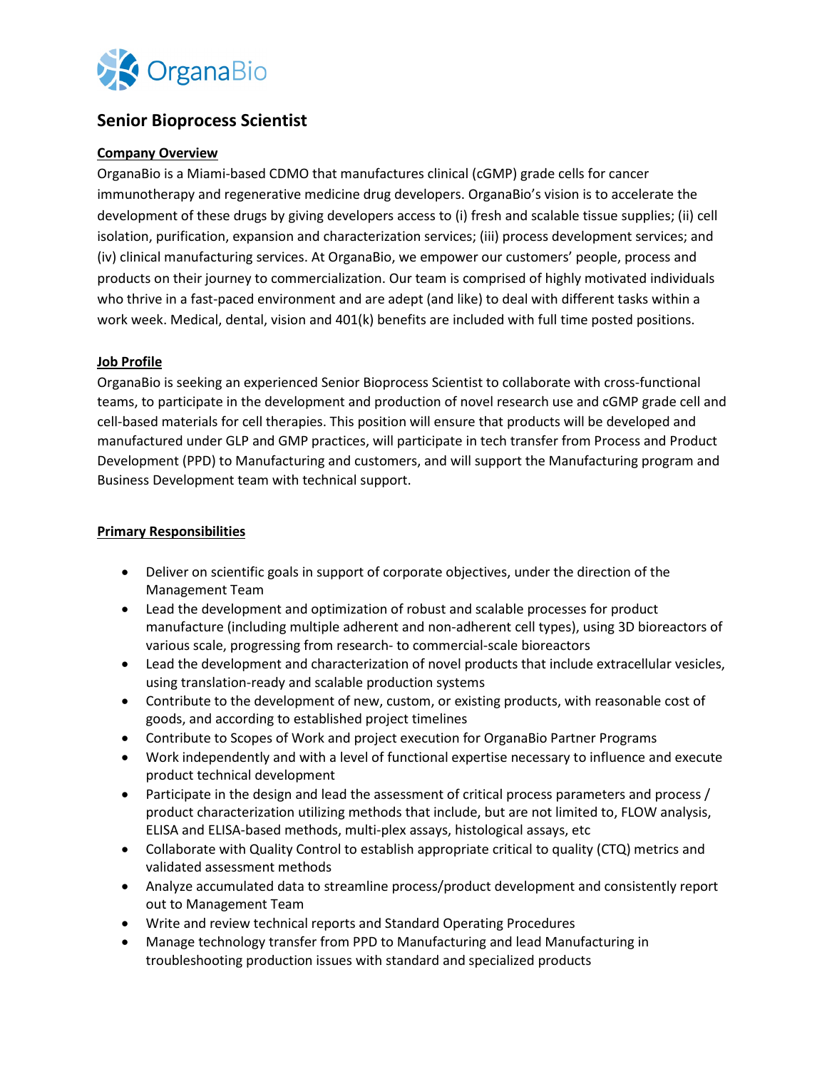OrganaBio

# Senior Bioprocess Scientist

**Company Overview**

OrganaBio is a Miami-based CDMO that manufactures clinical (cGMP) grade cells for cancer immunotherapy and regenerative medicine drug developers. OrganaBio's vision is to accelerate the development of these drugs by giving developers access to (i) fresh and scalable tissue supplies; (ii) cell isolation, purification, expansion and characterization services; (iii) process development services; and (iv) clinical manufacturing services. At OrganaBio, we empower our customers' people, process and products on their journey to commercialization. Our team is comprised of highly motivated individuals who thrive in a fast-paced environment and are adept (and like) to deal with different tasks within a work week. Medical, dental, vision and 401(k) benefits are included with full time posted positions.

**Job Profile**

OrganaBio is seeking an experienced Senior Bioprocess Scientist to collaborate with cross-functional teams, to participate in the development and production of novel research use and cGMP grade cell and cell-based materials for cell therapies. This position will ensure that products will be developed and manufactured under GLP and GMP practices, will participate in tech transfer from Process and Product Development (PPD) to Manufacturing and customers, and will support the Manufacturing program and Business Development team with technical support.

**Primary Responsibilities**

- Deliver on scientific goals in support of corporate objectives, under the direction of the Management Team
- Lead the development and optimization of robust and scalable processes for product manufacture (including multiple adherent and non-adherent cell types), using 3D bioreactors of various scale, progressing from research- to commercial-scale bioreactors
- Lead the development and characterization of novel products that include extracellular vesicles, using translation-ready and scalable production systems
- Contribute to the development of new, custom, or existing products, with reasonable cost of goods, and according to established project timelines
- Contribute to Scopes of Work and project execution for OrganaBio Partner Programs
- Work independently and with a level of functional expertise necessary to influence and execute product technical development
- Participate in the design and lead the assessment of critical process parameters and process / product characterization utilizing methods that include, but are not limited to, FLOW analysis, ELISA and ELISA-based methods, multi-plex assays, histological assays, etc
- Collaborate with Quality Control to establish appropriate critical to quality (CTQ) metrics and validated assessment methods
- Analyze accumulated data to streamline process/product development and consistently report out to Management Team
- Write and review technical reports and Standard Operating Procedures
- Manage technology transfer from PPD to Manufacturing and lead Manufacturing in troubleshooting production issues with standard and specialized products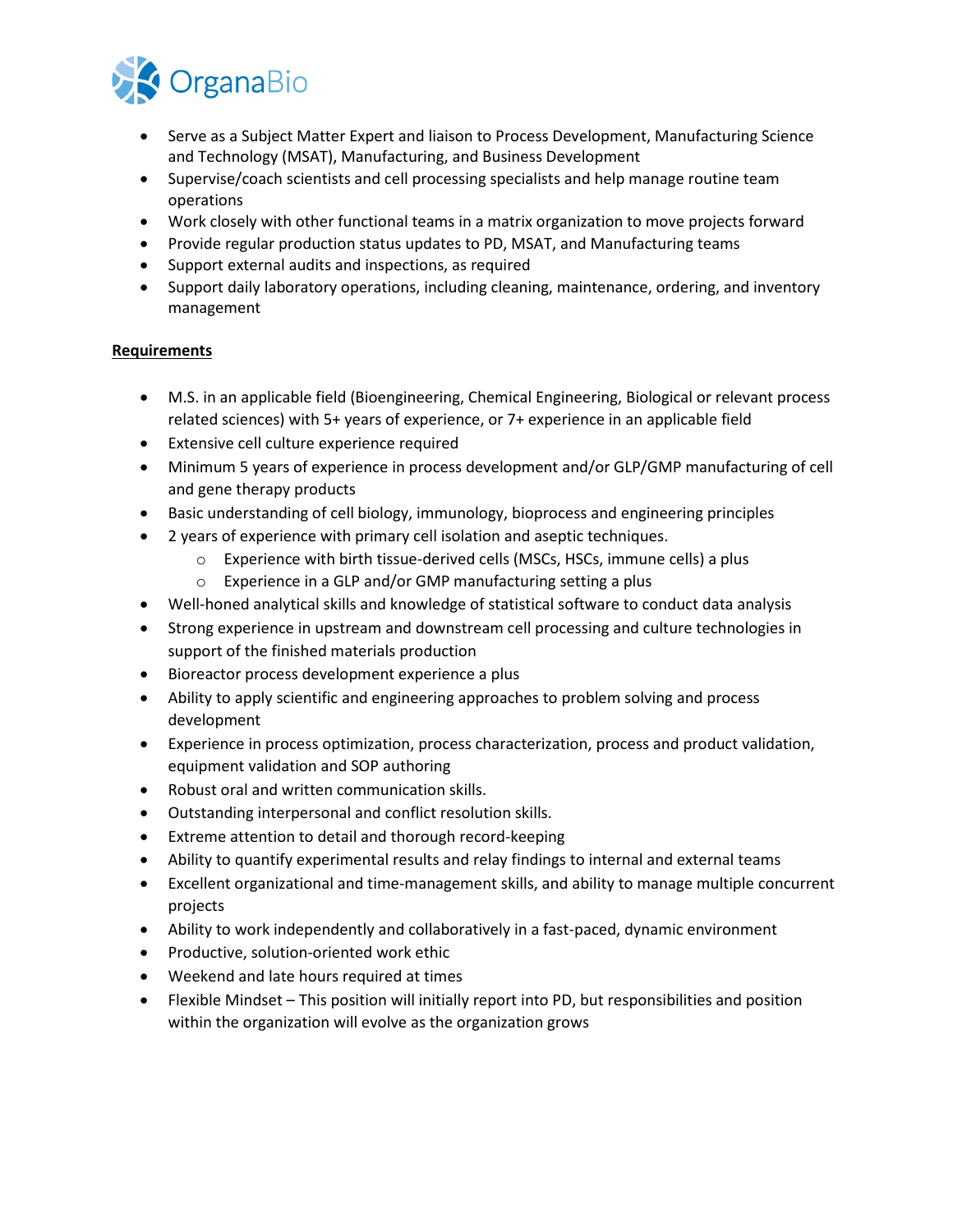- Serve as a Subject Matter Expert and liaison to Process Development, Manufacturing Science and Technology (MSAT), Manufacturing, and Business Development
- Supervise/coach scientists and cell processing specialists and help manage routine team operations
- Work closely with other functional teams in a matrix organization to move projects forward
- Provide regular production status updates to PD, MSAT, and Manufacturing teams
- Support external audits and inspections, as required
- Support daily laboratory operations, including cleaning, maintenance, ordering, and inventory management

**<u>Requirements</u>**

- M.S. in an applicable field (Bioengineering, Chemical Engineering, Biological or relevant process related sciences) with 5+ years of experience, or 7+ experience in an applicable field
- Extensive cell culture experience required
- Minimum 5 years of experience in process development and/or GLP/GMP manufacturing of cell and gene therapy products
- Basic understanding of cell biology, immunology, bioprocess and engineering principles
- 2 years of experience with primary cell isolation and aseptic techniques.
  - Experience with birth tissue-derived cells (MSCs, HSCs, immune cells) a plus
  - Experience in a GLP and/or GMP manufacturing setting a plus
- Well-honed analytical skills and knowledge of statistical software to conduct data analysis
- Strong experience in upstream and downstream cell processing and culture technologies in support of the finished materials production
- Bioreactor process development experience a plus
- Ability to apply scientific and engineering approaches to problem solving and process development
- Experience in process optimization, process characterization, process and product validation, equipment validation and SOP authoring
- Robust oral and written communication skills.
- Outstanding interpersonal and conflict resolution skills.
- Extreme attention to detail and thorough record-keeping
- Ability to quantify experimental results and relay findings to internal and external teams
- Excellent organizational and time-management skills, and ability to manage multiple concurrent projects
- Ability to work independently and collaboratively in a fast-paced, dynamic environment
- Productive, solution-oriented work ethic
- Weekend and late hours required at times
- Flexible Mindset – This position will initially report into PD, but responsibilities and position within the organization will evolve as the organization grows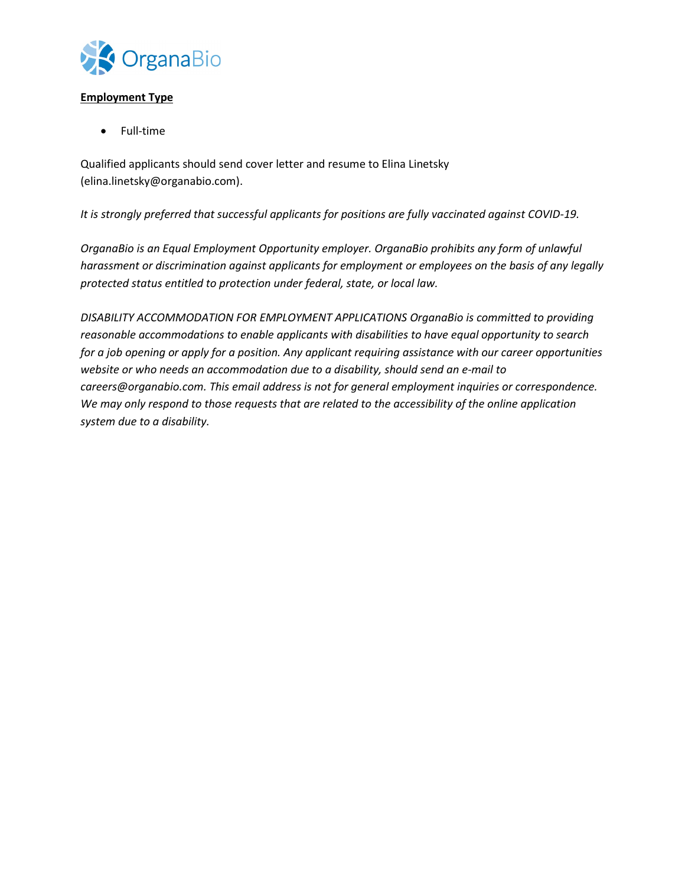**Employment Type**

- Full-time

Qualified applicants should send cover letter and resume to Elina Linetsky (elina.linetsky@organabio.com).

*It is strongly preferred that successful applicants for positions are fully vaccinated against COVID-19.*

*OrganaBio is an Equal Employment Opportunity employer. OrganaBio prohibits any form of unlawful harassment or discrimination against applicants for employment or employees on the basis of any legally protected status entitled to protection under federal, state, or local law.*

*DISABILITY ACCOMMODATION FOR EMPLOYMENT APPLICATIONS OrganaBio is committed to providing reasonable accommodations to enable applicants with disabilities to have equal opportunity to search for a job opening or apply for a position. Any applicant requiring assistance with our career opportunities website or who needs an accommodation due to a disability, should send an e-mail to careers@organabio.com. This email address is not for general employment inquiries or correspondence. We may only respond to those requests that are related to the accessibility of the online application system due to a disability.*